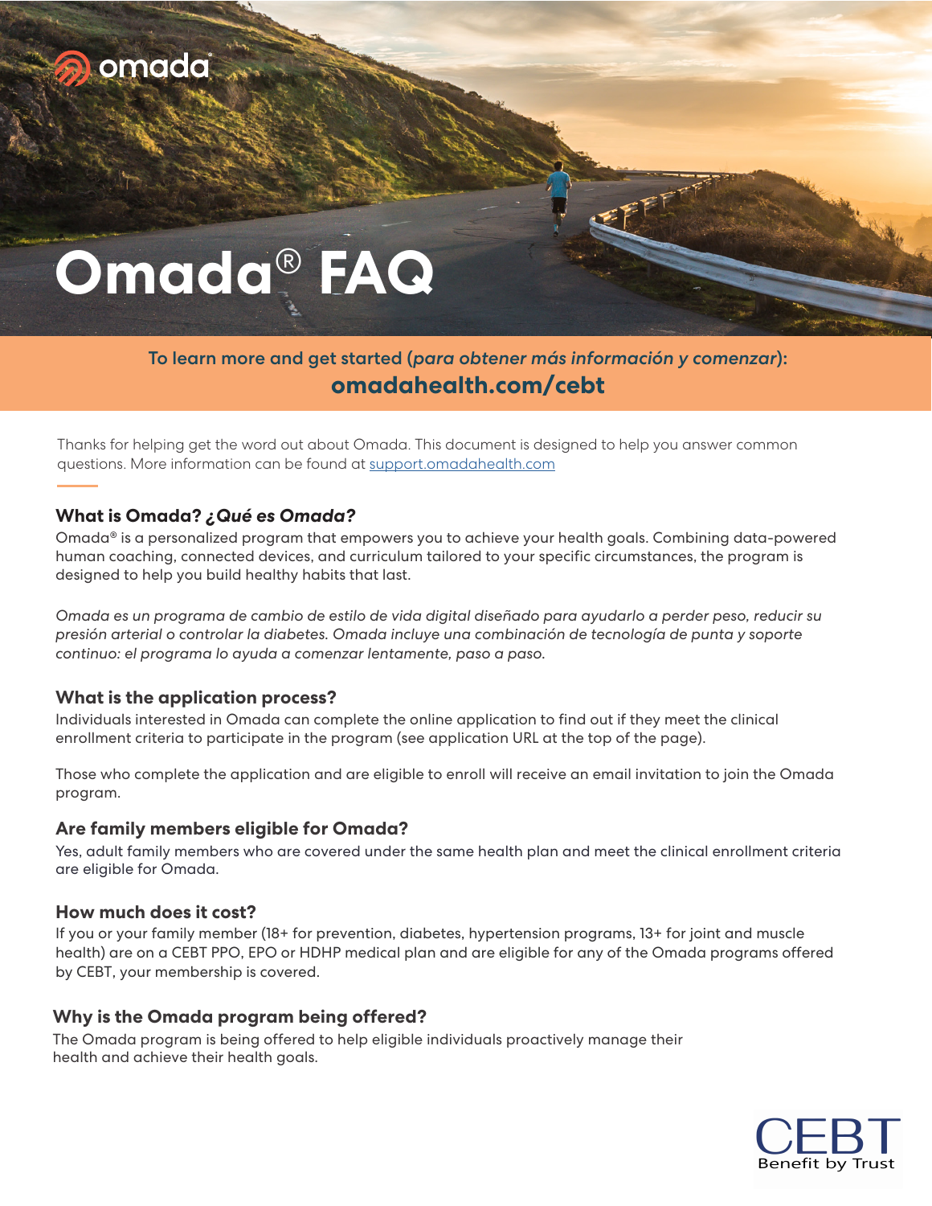omada

# Omada® FAQ

**To learn more and get started (*para obtener más información y comenzar*):**
**omadahealth.com/cebt**

Thanks for helping get the word out about Omada. This document is designed to help you answer common questions. More information can be found at [support.omadahealth.com](support.omadahealth.com)

## What is Omada? *¿Qué es Omada?*

Omada® is a personalized program that empowers you to achieve your health goals. Combining data-powered human coaching, connected devices, and curriculum tailored to your specific circumstances, the program is designed to help you build healthy habits that last.

*Omada es un programa de cambio de estilo de vida digital diseñado para ayudarlo a perder peso, reducir su presión arterial o controlar la diabetes. Omada incluye una combinación de tecnología de punta y soporte continuo: el programa lo ayuda a comenzar lentamente, paso a paso.*

## What is the application process?

Individuals interested in Omada can complete the online application to find out if they meet the clinical enrollment criteria to participate in the program (see application URL at the top of the page).

Those who complete the application and are eligible to enroll will receive an email invitation to join the Omada program.

## Are family members eligible for Omada?

Yes, adult family members who are covered under the same health plan and meet the clinical enrollment criteria are eligible for Omada.

## How much does it cost?

If you or your family member (18+ for prevention, diabetes, hypertension programs, 13+ for joint and muscle health) are on a CEBT PPO, EPO or HDHP medical plan and are eligible for any of the Omada programs offered by CEBT, your membership is covered.

## Why is the Omada program being offered?

The Omada program is being offered to help eligible individuals proactively manage their health and achieve their health goals.

CEBT
Benefit by Trust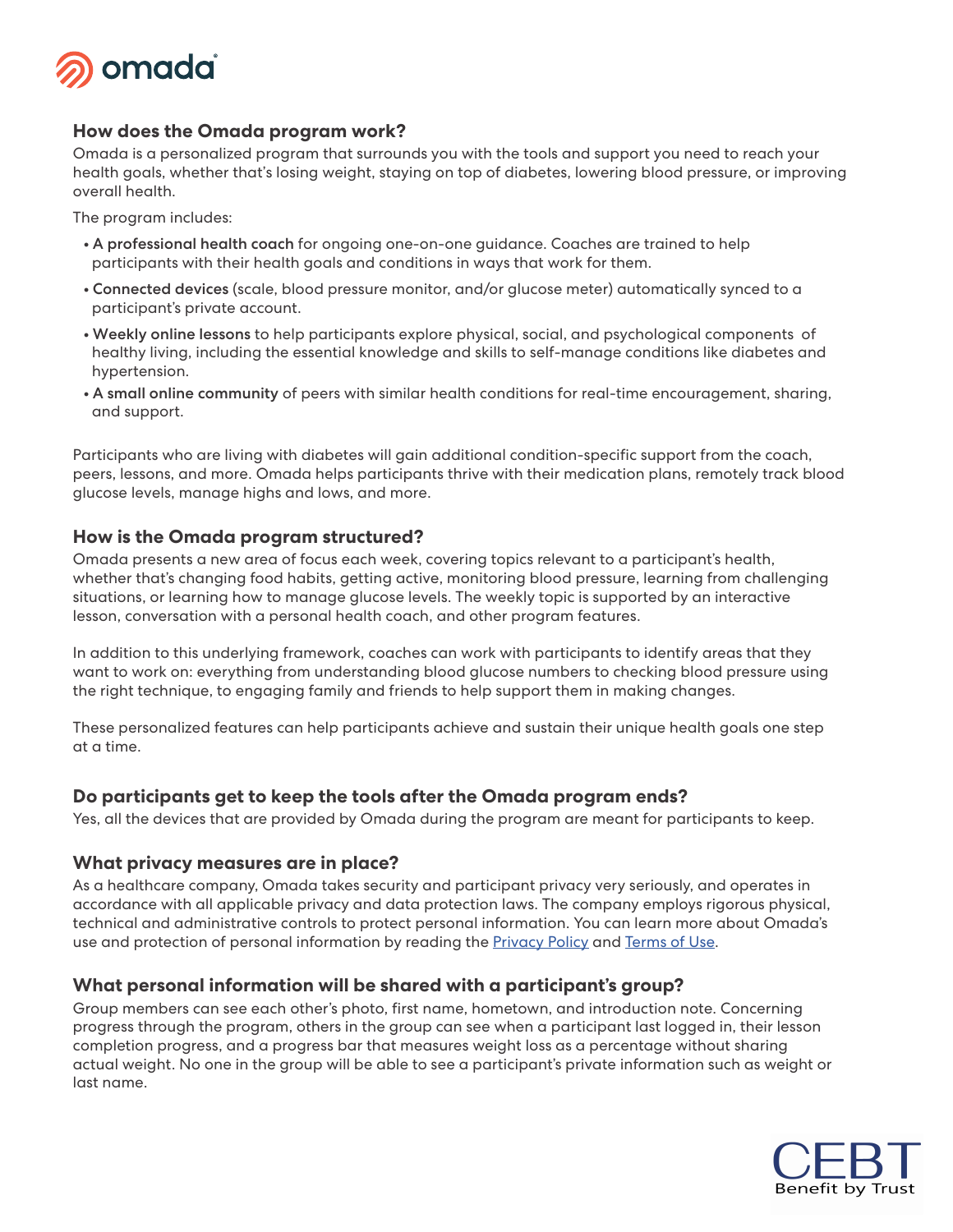## How does the Omada program work?

Omada is a personalized program that surrounds you with the tools and support you need to reach your health goals, whether that's losing weight, staying on top of diabetes, lowering blood pressure, or improving overall health.

The program includes:

- **A professional health coach** for ongoing one-on-one guidance. Coaches are trained to help participants with their health goals and conditions in ways that work for them.
- **Connected devices** (scale, blood pressure monitor, and/or glucose meter) automatically synced to a participant's private account.
- **Weekly online lessons** to help participants explore physical, social, and psychological components of healthy living, including the essential knowledge and skills to self-manage conditions like diabetes and hypertension.
- **A small online community** of peers with similar health conditions for real-time encouragement, sharing, and support.

Participants who are living with diabetes will gain additional condition-specific support from the coach, peers, lessons, and more. Omada helps participants thrive with their medication plans, remotely track blood glucose levels, manage highs and lows, and more.

## How is the Omada program structured?

Omada presents a new area of focus each week, covering topics relevant to a participant's health, whether that's changing food habits, getting active, monitoring blood pressure, learning from challenging situations, or learning how to manage glucose levels. The weekly topic is supported by an interactive lesson, conversation with a personal health coach, and other program features.

In addition to this underlying framework, coaches can work with participants to identify areas that they want to work on: everything from understanding blood glucose numbers to checking blood pressure using the right technique, to engaging family and friends to help support them in making changes.

These personalized features can help participants achieve and sustain their unique health goals one step at a time.

## Do participants get to keep the tools after the Omada program ends?

Yes, all the devices that are provided by Omada during the program are meant for participants to keep.

## What privacy measures are in place?

As a healthcare company, Omada takes security and participant privacy very seriously, and operates in accordance with all applicable privacy and data protection laws. The company employs rigorous physical, technical and administrative controls to protect personal information. You can learn more about Omada's use and protection of personal information by reading the Privacy Policy and Terms of Use.

## What personal information will be shared with a participant's group?

Group members can see each other's photo, first name, hometown, and introduction note. Concerning progress through the program, others in the group can see when a participant last logged in, their lesson completion progress, and a progress bar that measures weight loss as a percentage without sharing actual weight. No one in the group will be able to see a participant's private information such as weight or last name.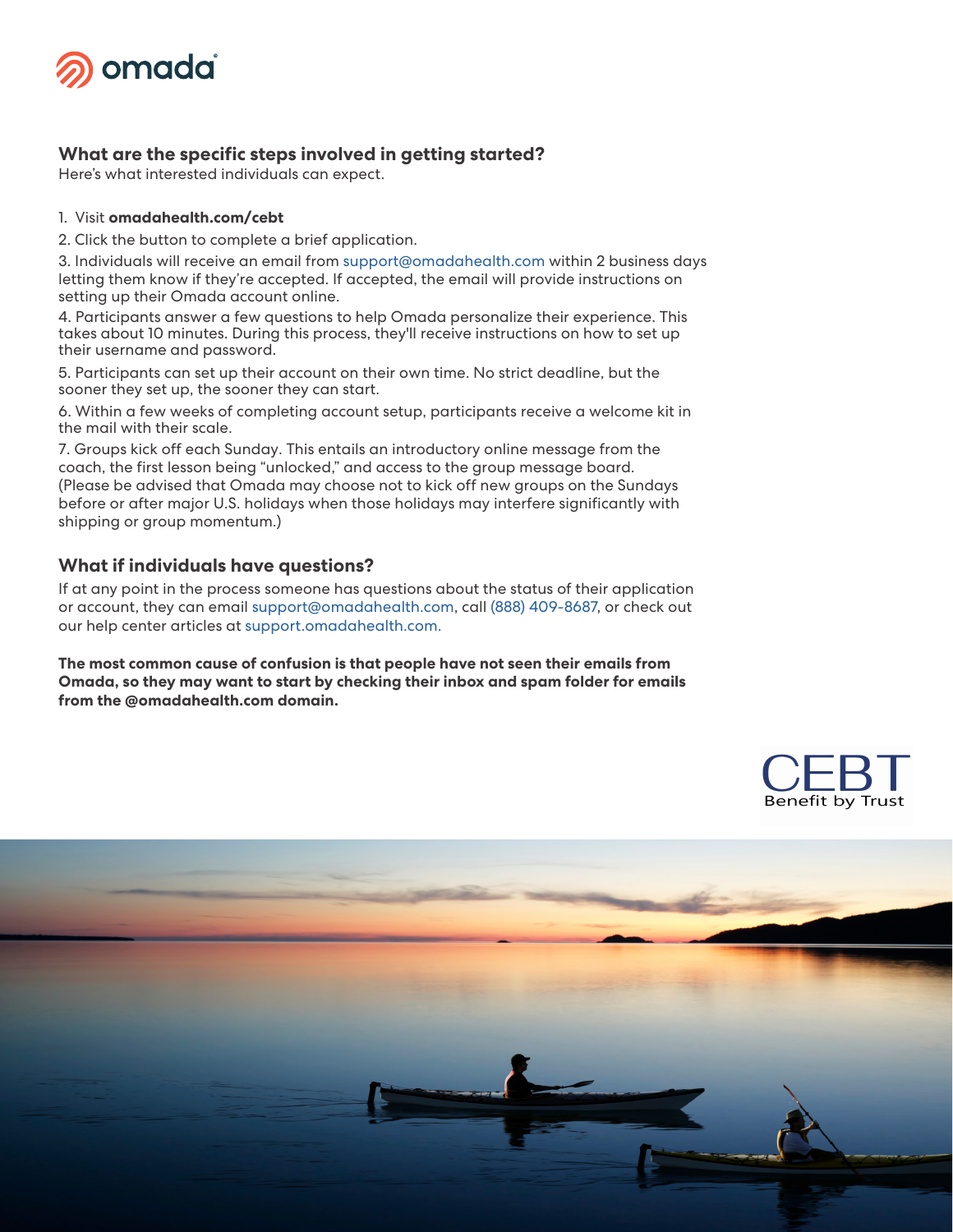## What are the specific steps involved in getting started?

Here's what interested individuals can expect.

1. Visit **omadahealth.com/cebt**
2. Click the button to complete a brief application.
3. Individuals will receive an email from support@omadahealth.com within 2 business days letting them know if they're accepted. If accepted, the email will provide instructions on setting up their Omada account online.
4. Participants answer a few questions to help Omada personalize their experience. This takes about 10 minutes. During this process, they'll receive instructions on how to set up their username and password.
5. Participants can set up their account on their own time. No strict deadline, but the sooner they set up, the sooner they can start.
6. Within a few weeks of completing account setup, participants receive a welcome kit in the mail with their scale.
7. Groups kick off each Sunday. This entails an introductory online message from the coach, the first lesson being "unlocked," and access to the group message board. (Please be advised that Omada may choose not to kick off new groups on the Sundays before or after major U.S. holidays when those holidays may interfere significantly with shipping or group momentum.)

## What if individuals have questions?

If at any point in the process someone has questions about the status of their application or account, they can email support@omadahealth.com, call (888) 409-8687, or check out our help center articles at support.omadahealth.com.

**The most common cause of confusion is that people have not seen their emails from Omada, so they may want to start by checking their inbox and spam folder for emails from the @omadahealth.com domain.**